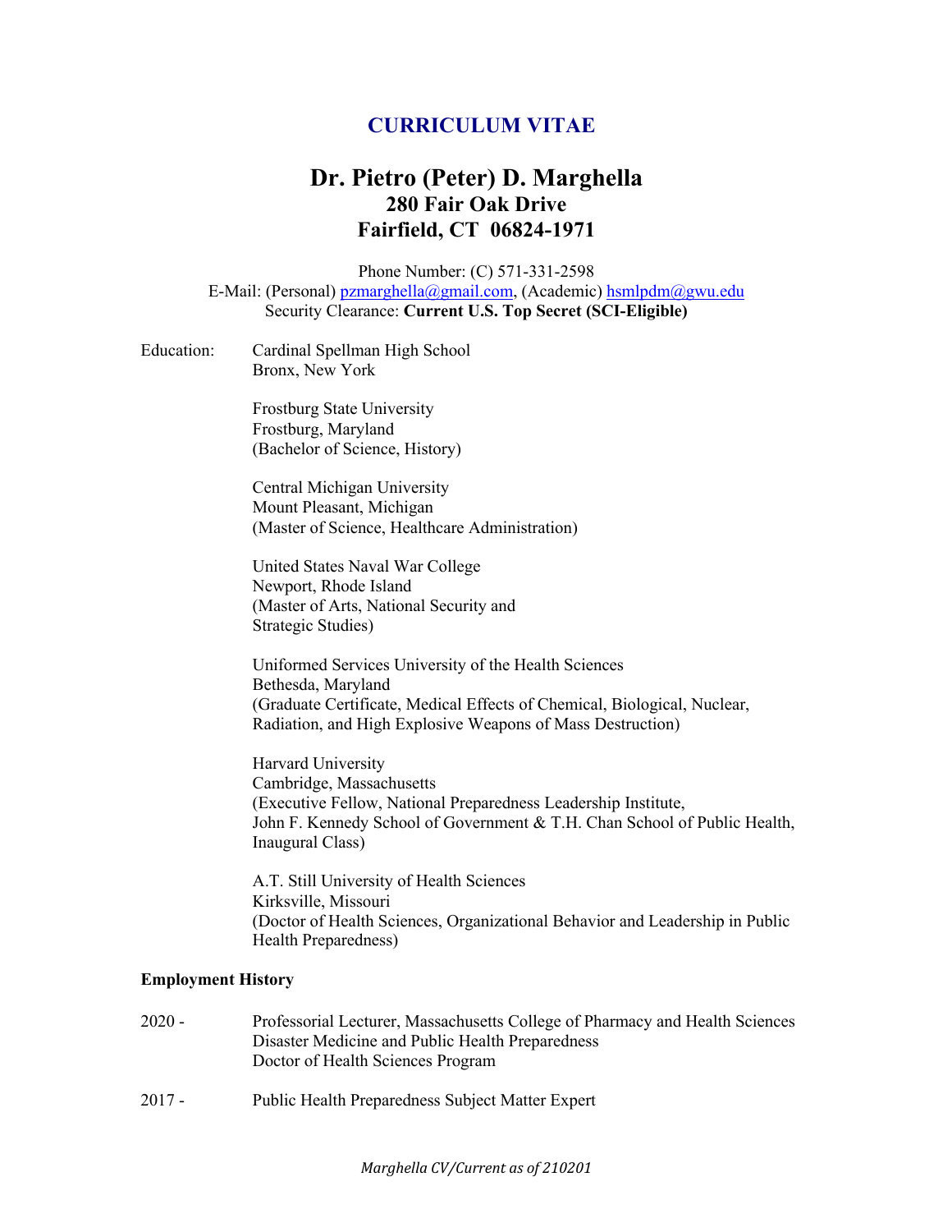# CURRICULUM VITAE

## Dr. Pietro (Peter) D. Marghella
**280 Fair Oak Drive**
**Fairfield, CT 06824-1971**

Phone Number: (C) 571-331-2598
E-Mail: (Personal) pzmarghella@gmail.com, (Academic) hsmlpdm@gwu.edu
Security Clearance: **Current U.S. Top Secret (SCI-Eligible)**

Education:

Cardinal Spellman High School
Bronx, New York

Frostburg State University
Frostburg, Maryland
(Bachelor of Science, History)

Central Michigan University
Mount Pleasant, Michigan
(Master of Science, Healthcare Administration)

United States Naval War College
Newport, Rhode Island
(Master of Arts, National Security and Strategic Studies)

Uniformed Services University of the Health Sciences
Bethesda, Maryland
(Graduate Certificate, Medical Effects of Chemical, Biological, Nuclear, Radiation, and High Explosive Weapons of Mass Destruction)

Harvard University
Cambridge, Massachusetts
(Executive Fellow, National Preparedness Leadership Institute, John F. Kennedy School of Government & T.H. Chan School of Public Health, Inaugural Class)

A.T. Still University of Health Sciences
Kirksville, Missouri
(Doctor of Health Sciences, Organizational Behavior and Leadership in Public Health Preparedness)

**Employment History**

2020 - Professorial Lecturer, Massachusetts College of Pharmacy and Health Sciences
Disaster Medicine and Public Health Preparedness
Doctor of Health Sciences Program

2017 - Public Health Preparedness Subject Matter Expert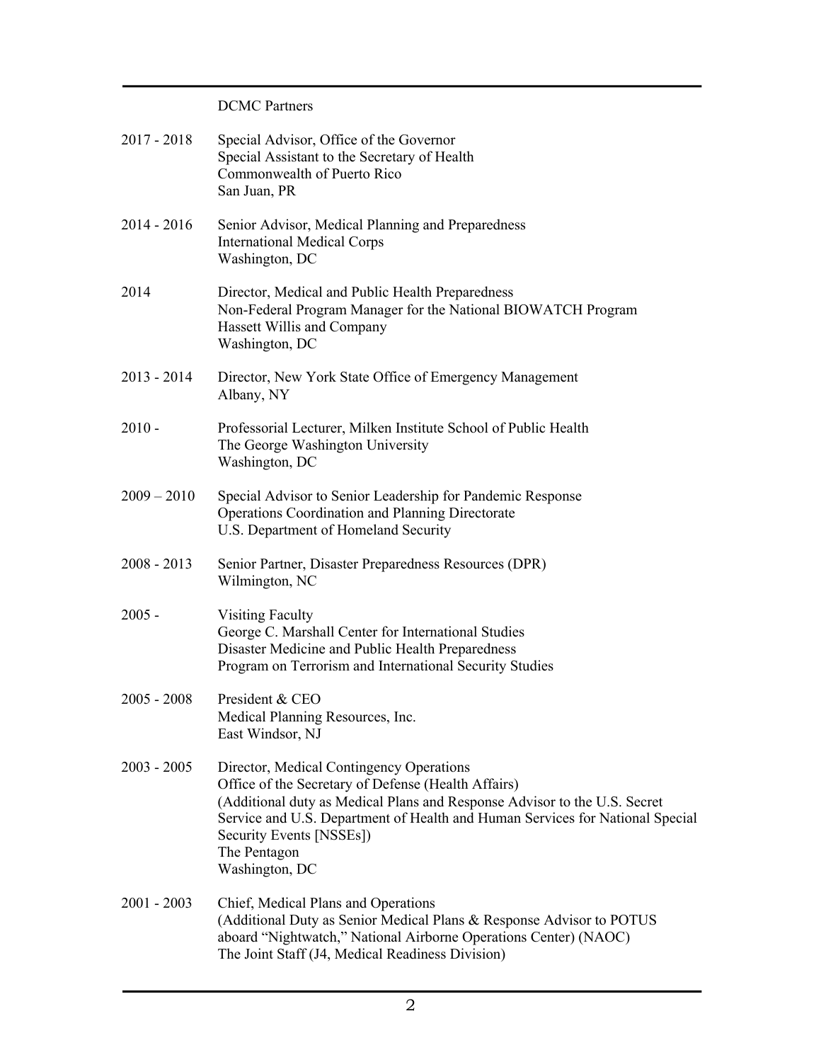DCMC Partners

| | |
|---|---|
| 2017 - 2018 | Special Advisor, Office of the Governor<br>Special Assistant to the Secretary of Health<br>Commonwealth of Puerto Rico<br>San Juan, PR |
| 2014 - 2016 | Senior Advisor, Medical Planning and Preparedness<br>International Medical Corps<br>Washington, DC |
| 2014 | Director, Medical and Public Health Preparedness<br>Non-Federal Program Manager for the National BIOWATCH Program<br>Hassett Willis and Company<br>Washington, DC |
| 2013 - 2014 | Director, New York State Office of Emergency Management<br>Albany, NY |
| 2010 - | Professorial Lecturer, Milken Institute School of Public Health<br>The George Washington University<br>Washington, DC |
| 2009 – 2010 | Special Advisor to Senior Leadership for Pandemic Response<br>Operations Coordination and Planning Directorate<br>U.S. Department of Homeland Security |
| 2008 - 2013 | Senior Partner, Disaster Preparedness Resources (DPR)<br>Wilmington, NC |
| 2005 - | Visiting Faculty<br>George C. Marshall Center for International Studies<br>Disaster Medicine and Public Health Preparedness<br>Program on Terrorism and International Security Studies |
| 2005 - 2008 | President & CEO<br>Medical Planning Resources, Inc.<br>East Windsor, NJ |
| 2003 - 2005 | Director, Medical Contingency Operations<br>Office of the Secretary of Defense (Health Affairs)<br>(Additional duty as Medical Plans and Response Advisor to the U.S. Secret Service and U.S. Department of Health and Human Services for National Special Security Events [NSSEs])<br>The Pentagon<br>Washington, DC |
| 2001 - 2003 | Chief, Medical Plans and Operations<br>(Additional Duty as Senior Medical Plans & Response Advisor to POTUS aboard "Nightwatch," National Airborne Operations Center) (NAOC)<br>The Joint Staff (J4, Medical Readiness Division) |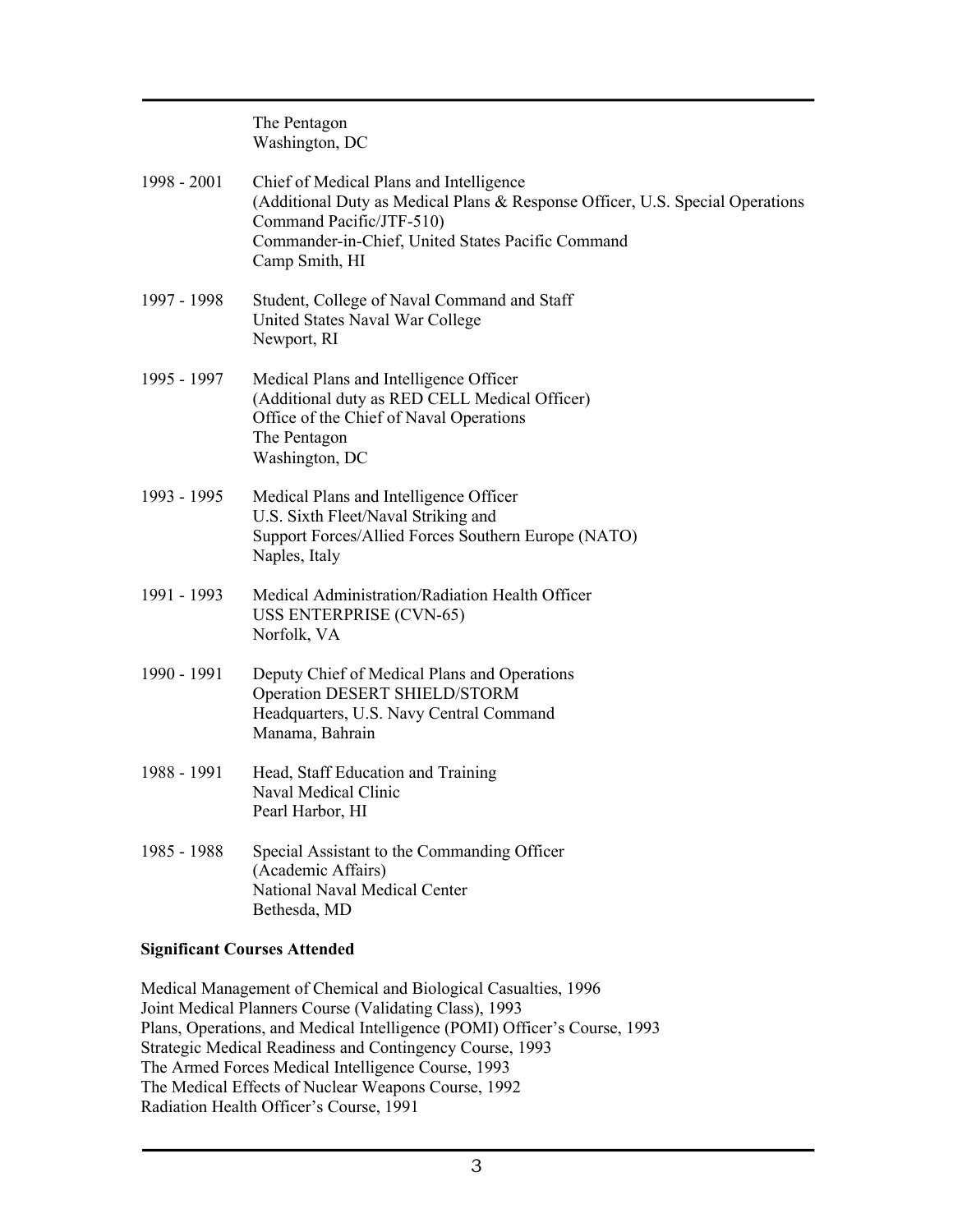The Pentagon
Washington, DC

1998 - 2001 Chief of Medical Plans and Intelligence
(Additional Duty as Medical Plans & Response Officer, U.S. Special Operations Command Pacific/JTF-510)
Commander-in-Chief, United States Pacific Command
Camp Smith, HI

1997 - 1998 Student, College of Naval Command and Staff
United States Naval War College
Newport, RI

1995 - 1997 Medical Plans and Intelligence Officer
(Additional duty as RED CELL Medical Officer)
Office of the Chief of Naval Operations
The Pentagon
Washington, DC

1993 - 1995 Medical Plans and Intelligence Officer
U.S. Sixth Fleet/Naval Striking and
Support Forces/Allied Forces Southern Europe (NATO)
Naples, Italy

1991 - 1993 Medical Administration/Radiation Health Officer
USS ENTERPRISE (CVN-65)
Norfolk, VA

1990 - 1991 Deputy Chief of Medical Plans and Operations
Operation DESERT SHIELD/STORM
Headquarters, U.S. Navy Central Command
Manama, Bahrain

1988 - 1991 Head, Staff Education and Training
Naval Medical Clinic
Pearl Harbor, HI

1985 - 1988 Special Assistant to the Commanding Officer
(Academic Affairs)
National Naval Medical Center
Bethesda, MD

**Significant Courses Attended**

Medical Management of Chemical and Biological Casualties, 1996
Joint Medical Planners Course (Validating Class), 1993
Plans, Operations, and Medical Intelligence (POMI) Officer's Course, 1993
Strategic Medical Readiness and Contingency Course, 1993
The Armed Forces Medical Intelligence Course, 1993
The Medical Effects of Nuclear Weapons Course, 1992
Radiation Health Officer's Course, 1991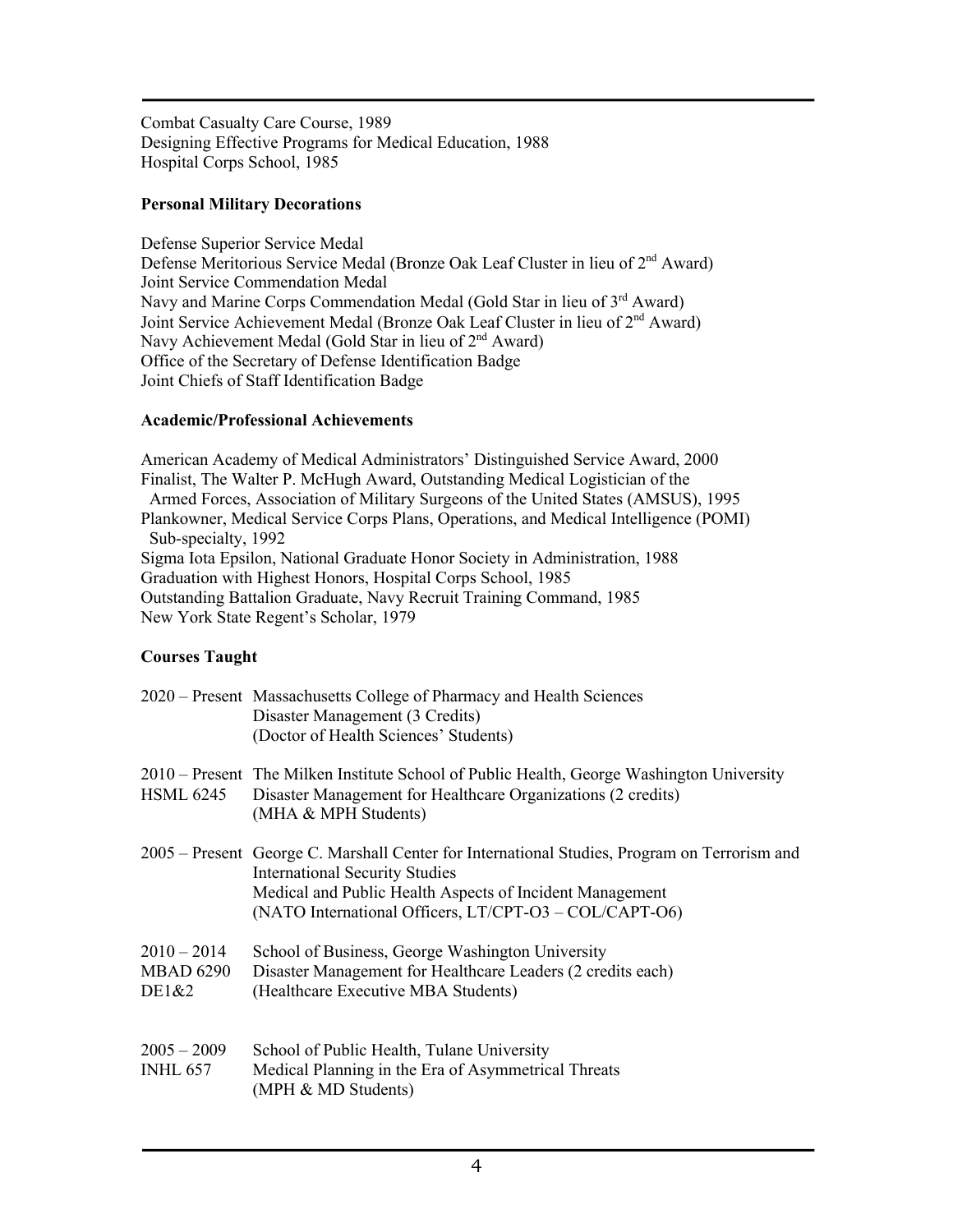Combat Casualty Care Course, 1989
Designing Effective Programs for Medical Education, 1988
Hospital Corps School, 1985

**Personal Military Decorations**

Defense Superior Service Medal
Defense Meritorious Service Medal (Bronze Oak Leaf Cluster in lieu of 2nd Award)
Joint Service Commendation Medal
Navy and Marine Corps Commendation Medal (Gold Star in lieu of 3rd Award)
Joint Service Achievement Medal (Bronze Oak Leaf Cluster in lieu of 2nd Award)
Navy Achievement Medal (Gold Star in lieu of 2nd Award)
Office of the Secretary of Defense Identification Badge
Joint Chiefs of Staff Identification Badge

**Academic/Professional Achievements**

American Academy of Medical Administrators' Distinguished Service Award, 2000
Finalist, The Walter P. McHugh Award, Outstanding Medical Logistician of the Armed Forces, Association of Military Surgeons of the United States (AMSUS), 1995
Plankowner, Medical Service Corps Plans, Operations, and Medical Intelligence (POMI) Sub-specialty, 1992
Sigma Iota Epsilon, National Graduate Honor Society in Administration, 1988
Graduation with Highest Honors, Hospital Corps School, 1985
Outstanding Battalion Graduate, Navy Recruit Training Command, 1985
New York State Regent's Scholar, 1979

**Courses Taught**

2020 – Present Massachusetts College of Pharmacy and Health Sciences
Disaster Management (3 Credits)
(Doctor of Health Sciences' Students)

2010 – Present The Milken Institute School of Public Health, George Washington University
HSML 6245 Disaster Management for Healthcare Organizations (2 credits)
(MHA & MPH Students)

2005 – Present George C. Marshall Center for International Studies, Program on Terrorism and International Security Studies
Medical and Public Health Aspects of Incident Management
(NATO International Officers, LT/CPT-O3 – COL/CAPT-O6)

2010 – 2014 School of Business, George Washington University
MBAD 6290 DE1&2 Disaster Management for Healthcare Leaders (2 credits each)
(Healthcare Executive MBA Students)

2005 – 2009 School of Public Health, Tulane University
INHL 657 Medical Planning in the Era of Asymmetrical Threats
(MPH & MD Students)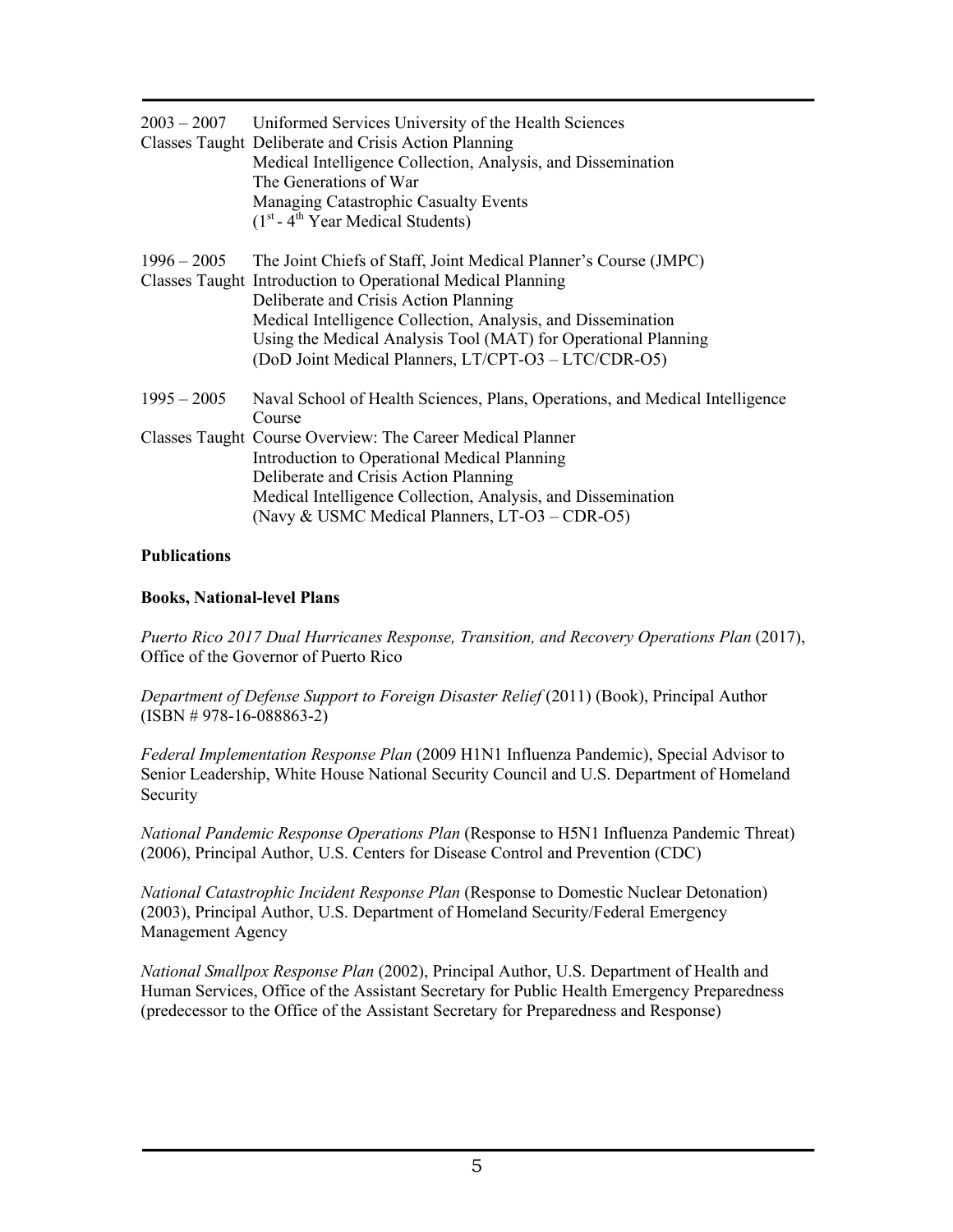2003 – 2007 Uniformed Services University of the Health Sciences

Classes Taught Deliberate and Crisis Action Planning
Medical Intelligence Collection, Analysis, and Dissemination
The Generations of War
Managing Catastrophic Casualty Events
(1st - 4th Year Medical Students)

1996 – 2005 The Joint Chiefs of Staff, Joint Medical Planner's Course (JMPC)

Classes Taught Introduction to Operational Medical Planning
Deliberate and Crisis Action Planning
Medical Intelligence Collection, Analysis, and Dissemination
Using the Medical Analysis Tool (MAT) for Operational Planning
(DoD Joint Medical Planners, LT/CPT-O3 – LTC/CDR-O5)

1995 – 2005 Naval School of Health Sciences, Plans, Operations, and Medical Intelligence Course

Classes Taught Course Overview: The Career Medical Planner
Introduction to Operational Medical Planning
Deliberate and Crisis Action Planning
Medical Intelligence Collection, Analysis, and Dissemination
(Navy & USMC Medical Planners, LT-O3 – CDR-O5)

**Publications**

**Books, National-level Plans**

*Puerto Rico 2017 Dual Hurricanes Response, Transition, and Recovery Operations Plan* (2017), Office of the Governor of Puerto Rico

*Department of Defense Support to Foreign Disaster Relief* (2011) (Book), Principal Author (ISBN # 978-16-088863-2)

*Federal Implementation Response Plan* (2009 H1N1 Influenza Pandemic), Special Advisor to Senior Leadership, White House National Security Council and U.S. Department of Homeland Security

*National Pandemic Response Operations Plan* (Response to H5N1 Influenza Pandemic Threat) (2006), Principal Author, U.S. Centers for Disease Control and Prevention (CDC)

*National Catastrophic Incident Response Plan* (Response to Domestic Nuclear Detonation) (2003), Principal Author, U.S. Department of Homeland Security/Federal Emergency Management Agency

*National Smallpox Response Plan* (2002), Principal Author, U.S. Department of Health and Human Services, Office of the Assistant Secretary for Public Health Emergency Preparedness (predecessor to the Office of the Assistant Secretary for Preparedness and Response)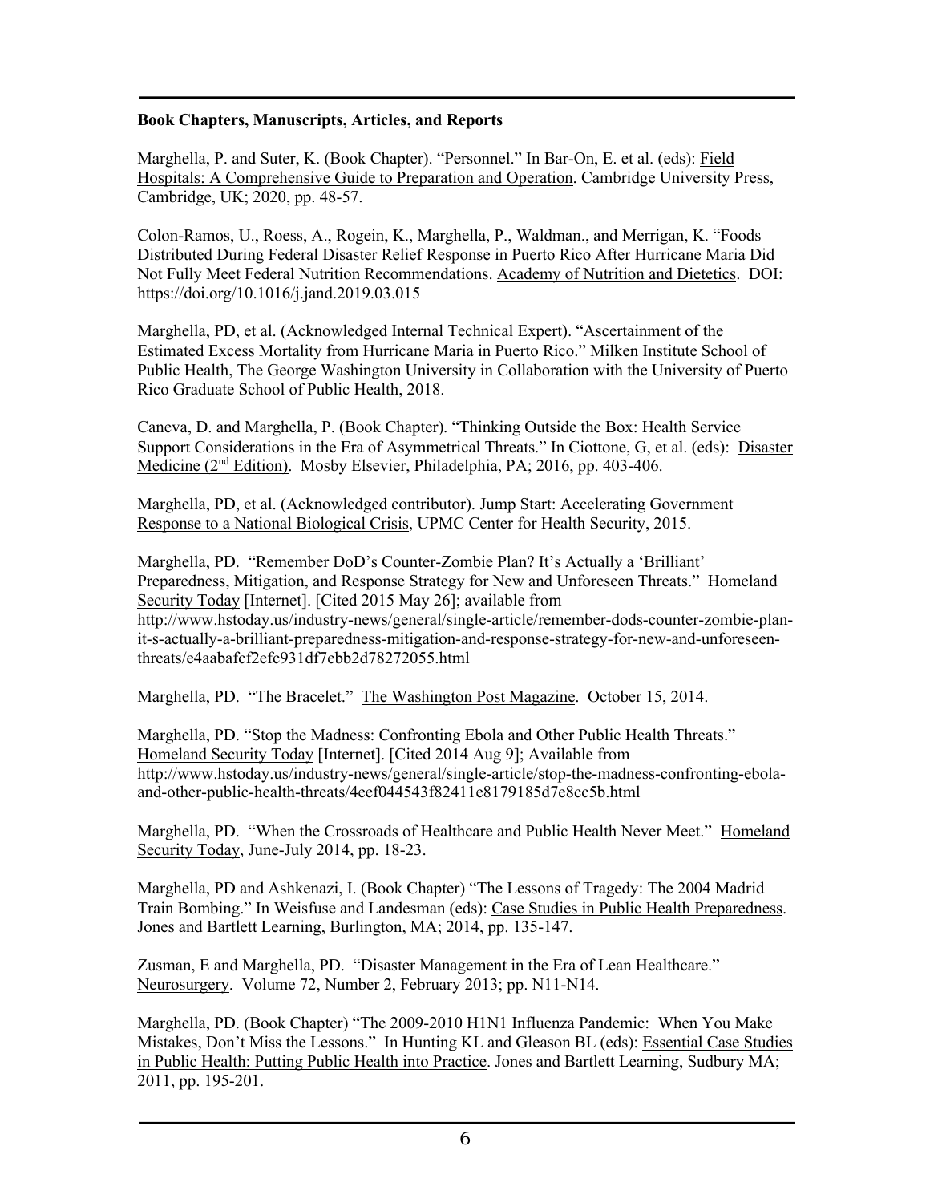**Book Chapters, Manuscripts, Articles, and Reports**

Marghella, P. and Suter, K. (Book Chapter). "Personnel." In Bar-On, E. et al. (eds): Field Hospitals: A Comprehensive Guide to Preparation and Operation. Cambridge University Press, Cambridge, UK; 2020, pp. 48-57.

Colon-Ramos, U., Roess, A., Rogein, K., Marghella, P., Waldman., and Merrigan, K. "Foods Distributed During Federal Disaster Relief Response in Puerto Rico After Hurricane Maria Did Not Fully Meet Federal Nutrition Recommendations. Academy of Nutrition and Dietetics. DOI: https://doi.org/10.1016/j.jand.2019.03.015

Marghella, PD, et al. (Acknowledged Internal Technical Expert). "Ascertainment of the Estimated Excess Mortality from Hurricane Maria in Puerto Rico." Milken Institute School of Public Health, The George Washington University in Collaboration with the University of Puerto Rico Graduate School of Public Health, 2018.

Caneva, D. and Marghella, P. (Book Chapter). "Thinking Outside the Box: Health Service Support Considerations in the Era of Asymmetrical Threats." In Ciottone, G, et al. (eds): Disaster Medicine (2nd Edition). Mosby Elsevier, Philadelphia, PA; 2016, pp. 403-406.

Marghella, PD, et al. (Acknowledged contributor). Jump Start: Accelerating Government Response to a National Biological Crisis, UPMC Center for Health Security, 2015.

Marghella, PD. "Remember DoD's Counter-Zombie Plan? It's Actually a 'Brilliant' Preparedness, Mitigation, and Response Strategy for New and Unforeseen Threats." Homeland Security Today [Internet]. [Cited 2015 May 26]; available from http://www.hstoday.us/industry-news/general/single-article/remember-dods-counter-zombie-plan-it-s-actually-a-brilliant-preparedness-mitigation-and-response-strategy-for-new-and-unforeseen-threats/e4aabafcf2efc931df7ebb2d78272055.html

Marghella, PD. "The Bracelet." The Washington Post Magazine. October 15, 2014.

Marghella, PD. "Stop the Madness: Confronting Ebola and Other Public Health Threats." Homeland Security Today [Internet]. [Cited 2014 Aug 9]; Available from http://www.hstoday.us/industry-news/general/single-article/stop-the-madness-confronting-ebola-and-other-public-health-threats/4eef044543f82411e8179185d7e8cc5b.html

Marghella, PD. "When the Crossroads of Healthcare and Public Health Never Meet." Homeland Security Today, June-July 2014, pp. 18-23.

Marghella, PD and Ashkenazi, I. (Book Chapter) "The Lessons of Tragedy: The 2004 Madrid Train Bombing." In Weisfuse and Landesman (eds): Case Studies in Public Health Preparedness. Jones and Bartlett Learning, Burlington, MA; 2014, pp. 135-147.

Zusman, E and Marghella, PD. "Disaster Management in the Era of Lean Healthcare." Neurosurgery. Volume 72, Number 2, February 2013; pp. N11-N14.

Marghella, PD. (Book Chapter) "The 2009-2010 H1N1 Influenza Pandemic: When You Make Mistakes, Don't Miss the Lessons." In Hunting KL and Gleason BL (eds): Essential Case Studies in Public Health: Putting Public Health into Practice. Jones and Bartlett Learning, Sudbury MA; 2011, pp. 195-201.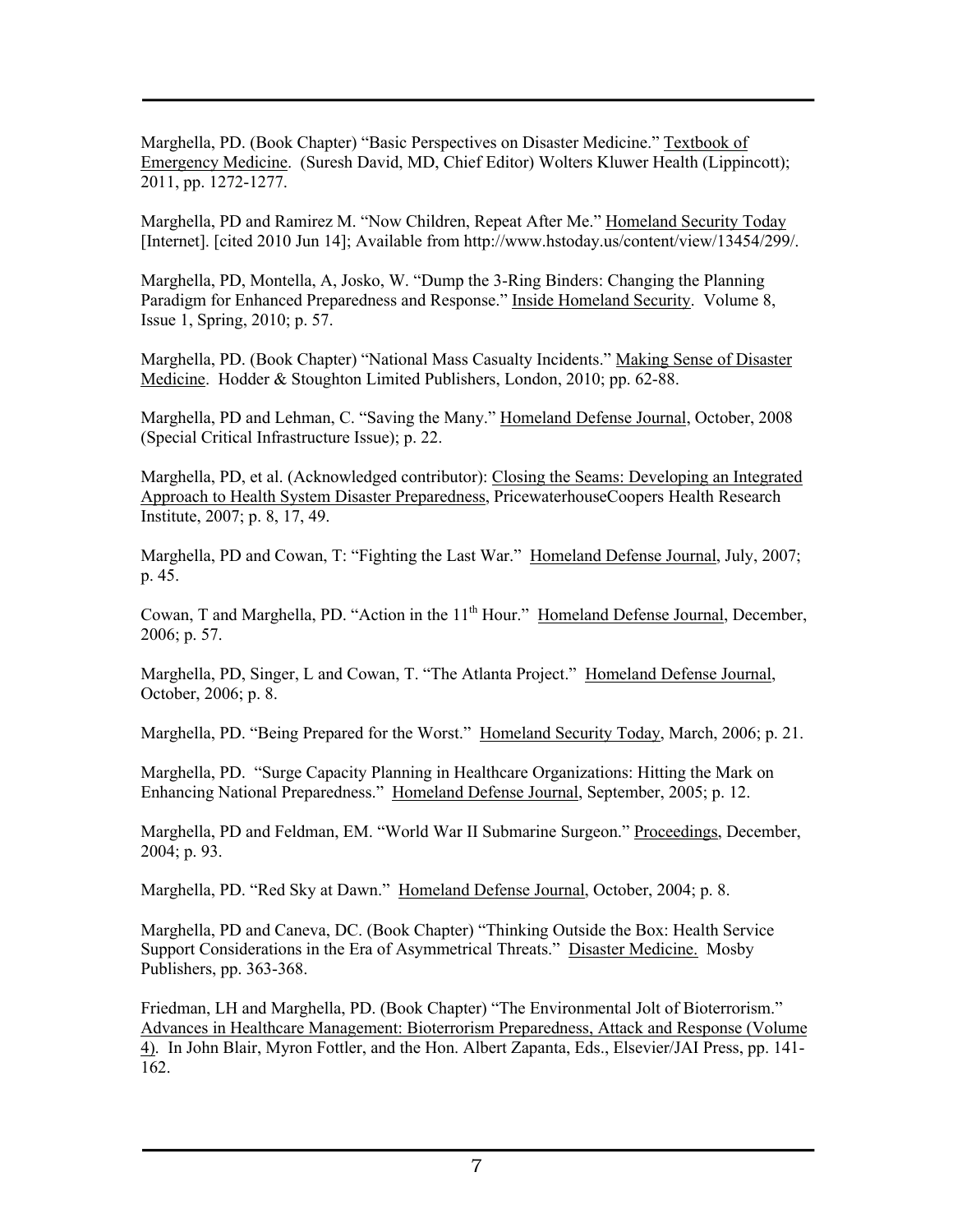Marghella, PD. (Book Chapter) "Basic Perspectives on Disaster Medicine." Textbook of Emergency Medicine. (Suresh David, MD, Chief Editor) Wolters Kluwer Health (Lippincott); 2011, pp. 1272-1277.

Marghella, PD and Ramirez M. "Now Children, Repeat After Me." Homeland Security Today [Internet]. [cited 2010 Jun 14]; Available from http://www.hstoday.us/content/view/13454/299/.

Marghella, PD, Montella, A, Josko, W. "Dump the 3-Ring Binders: Changing the Planning Paradigm for Enhanced Preparedness and Response." Inside Homeland Security. Volume 8, Issue 1, Spring, 2010; p. 57.

Marghella, PD. (Book Chapter) "National Mass Casualty Incidents." Making Sense of Disaster Medicine. Hodder & Stoughton Limited Publishers, London, 2010; pp. 62-88.

Marghella, PD and Lehman, C. "Saving the Many." Homeland Defense Journal, October, 2008 (Special Critical Infrastructure Issue); p. 22.

Marghella, PD, et al. (Acknowledged contributor): Closing the Seams: Developing an Integrated Approach to Health System Disaster Preparedness, PricewaterhouseCoopers Health Research Institute, 2007; p. 8, 17, 49.

Marghella, PD and Cowan, T: "Fighting the Last War." Homeland Defense Journal, July, 2007; p. 45.

Cowan, T and Marghella, PD. "Action in the 11th Hour." Homeland Defense Journal, December, 2006; p. 57.

Marghella, PD, Singer, L and Cowan, T. "The Atlanta Project." Homeland Defense Journal, October, 2006; p. 8.

Marghella, PD. "Being Prepared for the Worst." Homeland Security Today, March, 2006; p. 21.

Marghella, PD. "Surge Capacity Planning in Healthcare Organizations: Hitting the Mark on Enhancing National Preparedness." Homeland Defense Journal, September, 2005; p. 12.

Marghella, PD and Feldman, EM. "World War II Submarine Surgeon." Proceedings, December, 2004; p. 93.

Marghella, PD. "Red Sky at Dawn." Homeland Defense Journal, October, 2004; p. 8.

Marghella, PD and Caneva, DC. (Book Chapter) "Thinking Outside the Box: Health Service Support Considerations in the Era of Asymmetrical Threats." Disaster Medicine. Mosby Publishers, pp. 363-368.

Friedman, LH and Marghella, PD. (Book Chapter) "The Environmental Jolt of Bioterrorism." Advances in Healthcare Management: Bioterrorism Preparedness, Attack and Response (Volume 4). In John Blair, Myron Fottler, and the Hon. Albert Zapanta, Eds., Elsevier/JAI Press, pp. 141-162.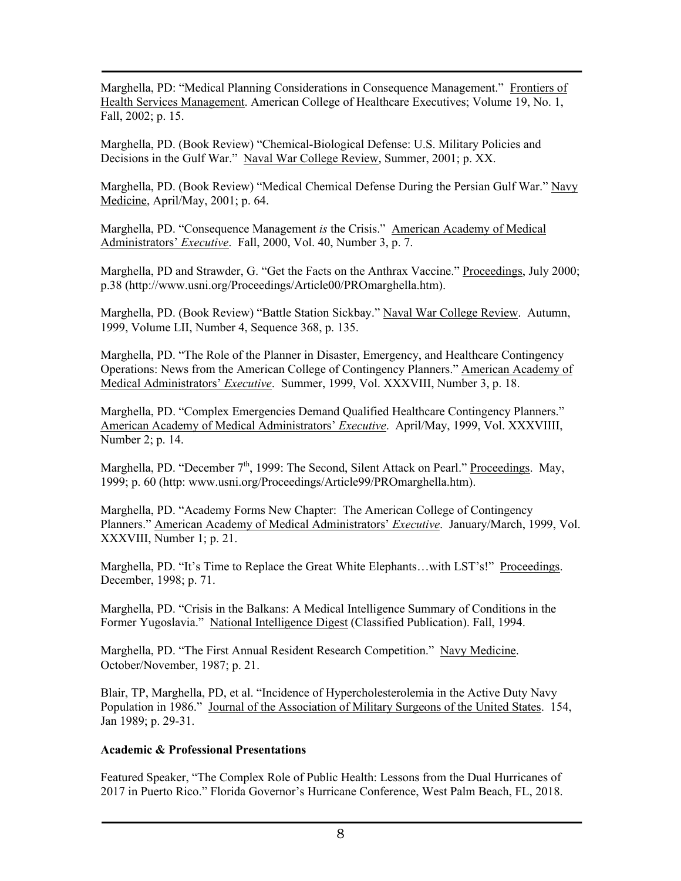Marghella, PD: "Medical Planning Considerations in Consequence Management." Frontiers of Health Services Management. American College of Healthcare Executives; Volume 19, No. 1, Fall, 2002; p. 15.

Marghella, PD. (Book Review) "Chemical-Biological Defense: U.S. Military Policies and Decisions in the Gulf War." Naval War College Review, Summer, 2001; p. XX.

Marghella, PD. (Book Review) "Medical Chemical Defense During the Persian Gulf War." Navy Medicine, April/May, 2001; p. 64.

Marghella, PD. "Consequence Management *is* the Crisis." American Academy of Medical Administrators' *Executive*. Fall, 2000, Vol. 40, Number 3, p. 7.

Marghella, PD and Strawder, G. "Get the Facts on the Anthrax Vaccine." Proceedings, July 2000; p.38 (http://www.usni.org/Proceedings/Article00/PROmarghella.htm).

Marghella, PD. (Book Review) "Battle Station Sickbay." Naval War College Review. Autumn, 1999, Volume LII, Number 4, Sequence 368, p. 135.

Marghella, PD. "The Role of the Planner in Disaster, Emergency, and Healthcare Contingency Operations: News from the American College of Contingency Planners." American Academy of Medical Administrators' *Executive*. Summer, 1999, Vol. XXXVIII, Number 3, p. 18.

Marghella, PD. "Complex Emergencies Demand Qualified Healthcare Contingency Planners." American Academy of Medical Administrators' *Executive*. April/May, 1999, Vol. XXXVIIII, Number 2; p. 14.

Marghella, PD. "December 7th, 1999: The Second, Silent Attack on Pearl." Proceedings. May, 1999; p. 60 (http: www.usni.org/Proceedings/Article99/PROmarghella.htm).

Marghella, PD. "Academy Forms New Chapter: The American College of Contingency Planners." American Academy of Medical Administrators' *Executive*. January/March, 1999, Vol. XXXVIII, Number 1; p. 21.

Marghella, PD. "It's Time to Replace the Great White Elephants…with LST's!" Proceedings. December, 1998; p. 71.

Marghella, PD. "Crisis in the Balkans: A Medical Intelligence Summary of Conditions in the Former Yugoslavia." National Intelligence Digest (Classified Publication). Fall, 1994.

Marghella, PD. "The First Annual Resident Research Competition." Navy Medicine. October/November, 1987; p. 21.

Blair, TP, Marghella, PD, et al. "Incidence of Hypercholesterolemia in the Active Duty Navy Population in 1986." Journal of the Association of Military Surgeons of the United States. 154, Jan 1989; p. 29-31.

**Academic & Professional Presentations**

Featured Speaker, "The Complex Role of Public Health: Lessons from the Dual Hurricanes of 2017 in Puerto Rico." Florida Governor's Hurricane Conference, West Palm Beach, FL, 2018.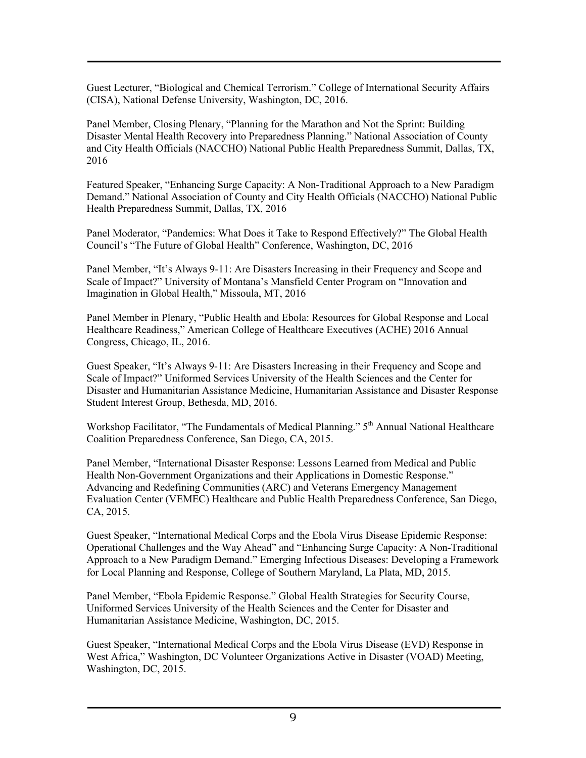Guest Lecturer, “Biological and Chemical Terrorism.” College of International Security Affairs (CISA), National Defense University, Washington, DC, 2016.

Panel Member, Closing Plenary, “Planning for the Marathon and Not the Sprint: Building Disaster Mental Health Recovery into Preparedness Planning.” National Association of County and City Health Officials (NACCHO) National Public Health Preparedness Summit, Dallas, TX, 2016

Featured Speaker, “Enhancing Surge Capacity: A Non-Traditional Approach to a New Paradigm Demand.” National Association of County and City Health Officials (NACCHO) National Public Health Preparedness Summit, Dallas, TX, 2016

Panel Moderator, “Pandemics: What Does it Take to Respond Effectively?” The Global Health Council’s “The Future of Global Health” Conference, Washington, DC, 2016

Panel Member, “It’s Always 9-11: Are Disasters Increasing in their Frequency and Scope and Scale of Impact?” University of Montana’s Mansfield Center Program on “Innovation and Imagination in Global Health,” Missoula, MT, 2016

Panel Member in Plenary, “Public Health and Ebola: Resources for Global Response and Local Healthcare Readiness,” American College of Healthcare Executives (ACHE) 2016 Annual Congress, Chicago, IL, 2016.

Guest Speaker, “It’s Always 9-11: Are Disasters Increasing in their Frequency and Scope and Scale of Impact?” Uniformed Services University of the Health Sciences and the Center for Disaster and Humanitarian Assistance Medicine, Humanitarian Assistance and Disaster Response Student Interest Group, Bethesda, MD, 2016.

Workshop Facilitator, “The Fundamentals of Medical Planning.” 5th Annual National Healthcare Coalition Preparedness Conference, San Diego, CA, 2015.

Panel Member, “International Disaster Response: Lessons Learned from Medical and Public Health Non-Government Organizations and their Applications in Domestic Response.” Advancing and Redefining Communities (ARC) and Veterans Emergency Management Evaluation Center (VEMEC) Healthcare and Public Health Preparedness Conference, San Diego, CA, 2015.

Guest Speaker, “International Medical Corps and the Ebola Virus Disease Epidemic Response: Operational Challenges and the Way Ahead” and “Enhancing Surge Capacity: A Non-Traditional Approach to a New Paradigm Demand.” Emerging Infectious Diseases: Developing a Framework for Local Planning and Response, College of Southern Maryland, La Plata, MD, 2015.

Panel Member, “Ebola Epidemic Response.” Global Health Strategies for Security Course, Uniformed Services University of the Health Sciences and the Center for Disaster and Humanitarian Assistance Medicine, Washington, DC, 2015.

Guest Speaker, “International Medical Corps and the Ebola Virus Disease (EVD) Response in West Africa,” Washington, DC Volunteer Organizations Active in Disaster (VOAD) Meeting, Washington, DC, 2015.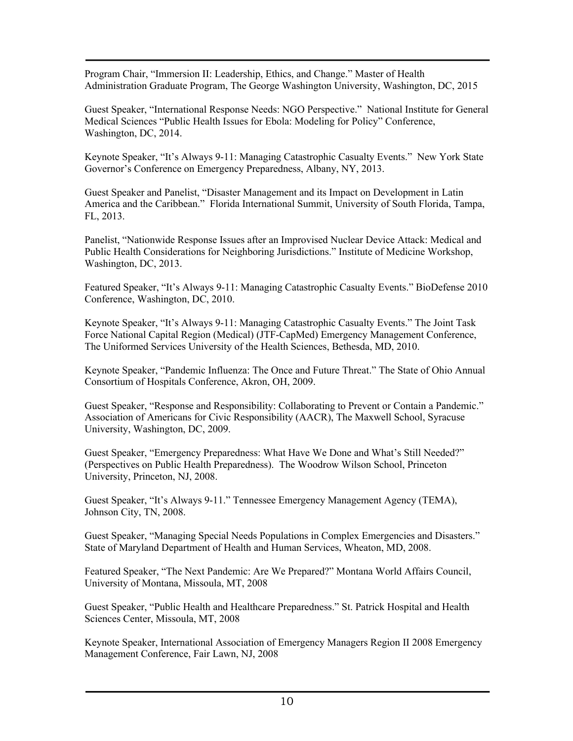Program Chair, “Immersion II: Leadership, Ethics, and Change.” Master of Health Administration Graduate Program, The George Washington University, Washington, DC, 2015

Guest Speaker, “International Response Needs: NGO Perspective.” National Institute for General Medical Sciences “Public Health Issues for Ebola: Modeling for Policy” Conference, Washington, DC, 2014.

Keynote Speaker, “It’s Always 9-11: Managing Catastrophic Casualty Events.” New York State Governor’s Conference on Emergency Preparedness, Albany, NY, 2013.

Guest Speaker and Panelist, “Disaster Management and its Impact on Development in Latin America and the Caribbean.” Florida International Summit, University of South Florida, Tampa, FL, 2013.

Panelist, “Nationwide Response Issues after an Improvised Nuclear Device Attack: Medical and Public Health Considerations for Neighboring Jurisdictions.” Institute of Medicine Workshop, Washington, DC, 2013.

Featured Speaker, “It’s Always 9-11: Managing Catastrophic Casualty Events.” BioDefense 2010 Conference, Washington, DC, 2010.

Keynote Speaker, “It’s Always 9-11: Managing Catastrophic Casualty Events.” The Joint Task Force National Capital Region (Medical) (JTF-CapMed) Emergency Management Conference, The Uniformed Services University of the Health Sciences, Bethesda, MD, 2010.

Keynote Speaker, “Pandemic Influenza: The Once and Future Threat.” The State of Ohio Annual Consortium of Hospitals Conference, Akron, OH, 2009.

Guest Speaker, “Response and Responsibility: Collaborating to Prevent or Contain a Pandemic.” Association of Americans for Civic Responsibility (AACR), The Maxwell School, Syracuse University, Washington, DC, 2009.

Guest Speaker, “Emergency Preparedness: What Have We Done and What’s Still Needed?” (Perspectives on Public Health Preparedness). The Woodrow Wilson School, Princeton University, Princeton, NJ, 2008.

Guest Speaker, “It’s Always 9-11.” Tennessee Emergency Management Agency (TEMA), Johnson City, TN, 2008.

Guest Speaker, “Managing Special Needs Populations in Complex Emergencies and Disasters.” State of Maryland Department of Health and Human Services, Wheaton, MD, 2008.

Featured Speaker, “The Next Pandemic: Are We Prepared?” Montana World Affairs Council, University of Montana, Missoula, MT, 2008

Guest Speaker, “Public Health and Healthcare Preparedness.” St. Patrick Hospital and Health Sciences Center, Missoula, MT, 2008

Keynote Speaker, International Association of Emergency Managers Region II 2008 Emergency Management Conference, Fair Lawn, NJ, 2008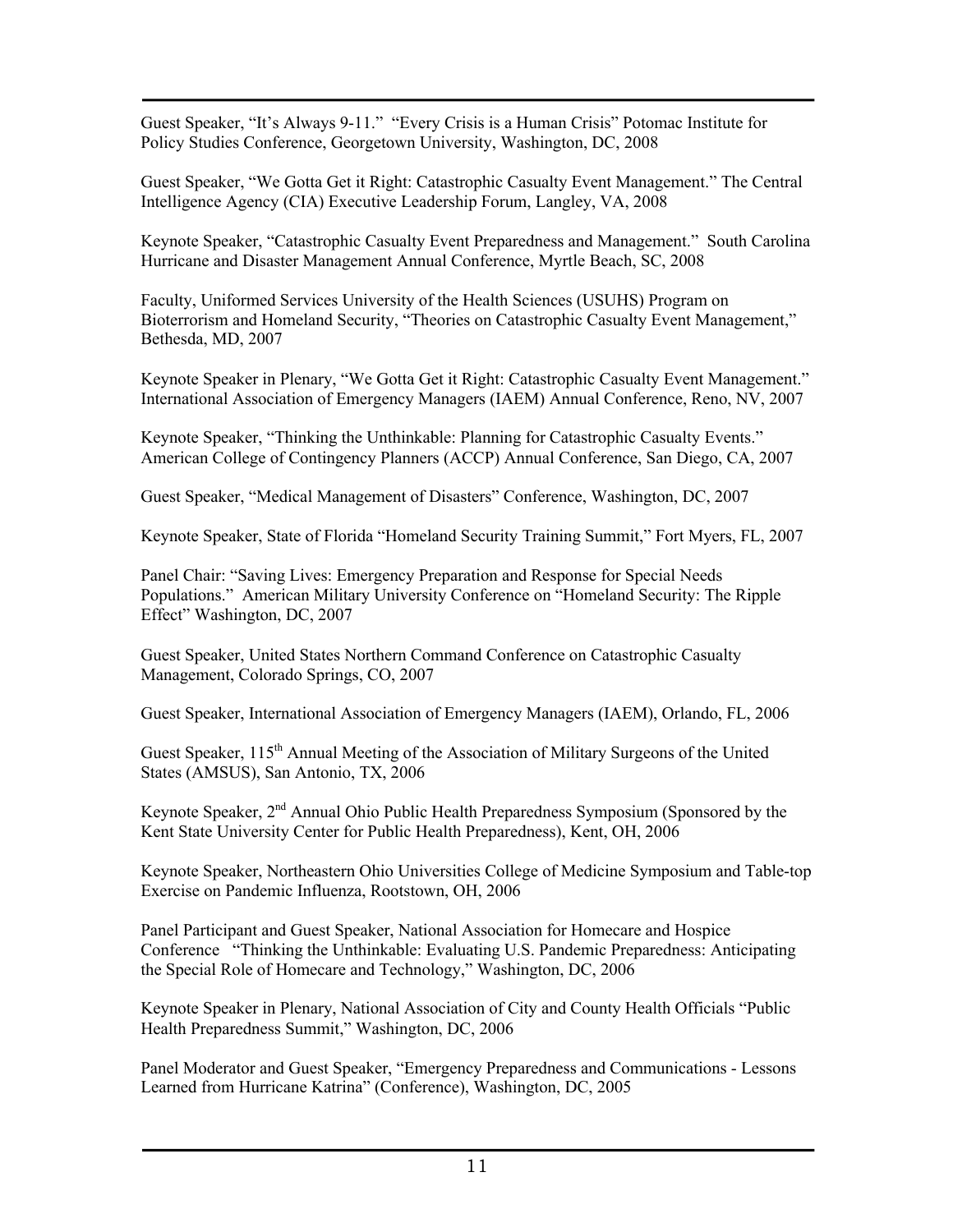Guest Speaker, “It’s Always 9-11.” “Every Crisis is a Human Crisis” Potomac Institute for Policy Studies Conference, Georgetown University, Washington, DC, 2008

Guest Speaker, “We Gotta Get it Right: Catastrophic Casualty Event Management.” The Central Intelligence Agency (CIA) Executive Leadership Forum, Langley, VA, 2008

Keynote Speaker, “Catastrophic Casualty Event Preparedness and Management.” South Carolina Hurricane and Disaster Management Annual Conference, Myrtle Beach, SC, 2008

Faculty, Uniformed Services University of the Health Sciences (USUHS) Program on Bioterrorism and Homeland Security, “Theories on Catastrophic Casualty Event Management,” Bethesda, MD, 2007

Keynote Speaker in Plenary, “We Gotta Get it Right: Catastrophic Casualty Event Management.” International Association of Emergency Managers (IAEM) Annual Conference, Reno, NV, 2007

Keynote Speaker, “Thinking the Unthinkable: Planning for Catastrophic Casualty Events.” American College of Contingency Planners (ACCP) Annual Conference, San Diego, CA, 2007

Guest Speaker, “Medical Management of Disasters” Conference, Washington, DC, 2007

Keynote Speaker, State of Florida “Homeland Security Training Summit,” Fort Myers, FL, 2007

Panel Chair: “Saving Lives: Emergency Preparation and Response for Special Needs Populations.” American Military University Conference on “Homeland Security: The Ripple Effect” Washington, DC, 2007

Guest Speaker, United States Northern Command Conference on Catastrophic Casualty Management, Colorado Springs, CO, 2007

Guest Speaker, International Association of Emergency Managers (IAEM), Orlando, FL, 2006

Guest Speaker, 115th Annual Meeting of the Association of Military Surgeons of the United States (AMSUS), San Antonio, TX, 2006

Keynote Speaker, 2nd Annual Ohio Public Health Preparedness Symposium (Sponsored by the Kent State University Center for Public Health Preparedness), Kent, OH, 2006

Keynote Speaker, Northeastern Ohio Universities College of Medicine Symposium and Table-top Exercise on Pandemic Influenza, Rootstown, OH, 2006

Panel Participant and Guest Speaker, National Association for Homecare and Hospice Conference “Thinking the Unthinkable: Evaluating U.S. Pandemic Preparedness: Anticipating the Special Role of Homecare and Technology,” Washington, DC, 2006

Keynote Speaker in Plenary, National Association of City and County Health Officials “Public Health Preparedness Summit,” Washington, DC, 2006

Panel Moderator and Guest Speaker, “Emergency Preparedness and Communications - Lessons Learned from Hurricane Katrina” (Conference), Washington, DC, 2005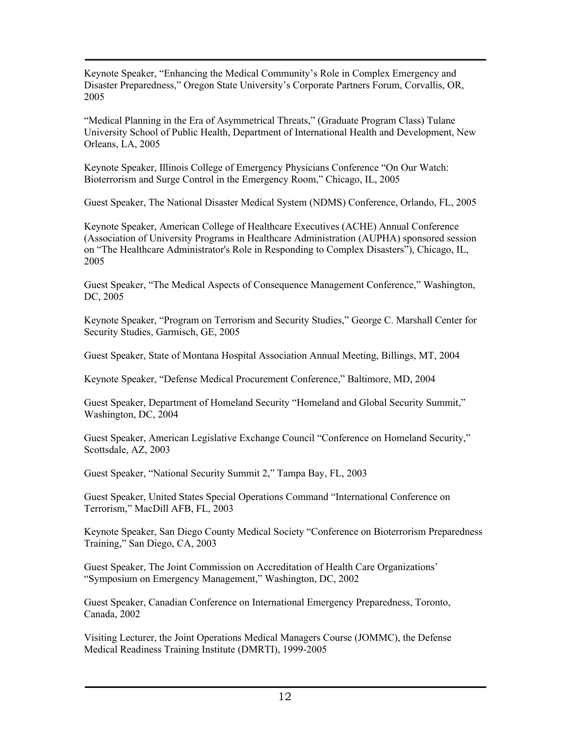Keynote Speaker, “Enhancing the Medical Community’s Role in Complex Emergency and Disaster Preparedness,” Oregon State University’s Corporate Partners Forum, Corvallis, OR, 2005

“Medical Planning in the Era of Asymmetrical Threats,” (Graduate Program Class) Tulane University School of Public Health, Department of International Health and Development, New Orleans, LA, 2005

Keynote Speaker, Illinois College of Emergency Physicians Conference “On Our Watch: Bioterrorism and Surge Control in the Emergency Room,” Chicago, IL, 2005

Guest Speaker, The National Disaster Medical System (NDMS) Conference, Orlando, FL, 2005

Keynote Speaker, American College of Healthcare Executives (ACHE) Annual Conference (Association of University Programs in Healthcare Administration (AUPHA) sponsored session on “The Healthcare Administrator's Role in Responding to Complex Disasters”), Chicago, IL, 2005

Guest Speaker, “The Medical Aspects of Consequence Management Conference,” Washington, DC, 2005

Keynote Speaker, “Program on Terrorism and Security Studies,” George C. Marshall Center for Security Studies, Garmisch, GE, 2005

Guest Speaker, State of Montana Hospital Association Annual Meeting, Billings, MT, 2004

Keynote Speaker, “Defense Medical Procurement Conference,” Baltimore, MD, 2004

Guest Speaker, Department of Homeland Security “Homeland and Global Security Summit,” Washington, DC, 2004

Guest Speaker, American Legislative Exchange Council “Conference on Homeland Security,” Scottsdale, AZ, 2003

Guest Speaker, “National Security Summit 2,” Tampa Bay, FL, 2003

Guest Speaker, United States Special Operations Command “International Conference on Terrorism,” MacDill AFB, FL, 2003

Keynote Speaker, San Diego County Medical Society “Conference on Bioterrorism Preparedness Training,” San Diego, CA, 2003

Guest Speaker, The Joint Commission on Accreditation of Health Care Organizations’ “Symposium on Emergency Management,” Washington, DC, 2002

Guest Speaker, Canadian Conference on International Emergency Preparedness, Toronto, Canada, 2002

Visiting Lecturer, the Joint Operations Medical Managers Course (JOMMC), the Defense Medical Readiness Training Institute (DMRTI), 1999-2005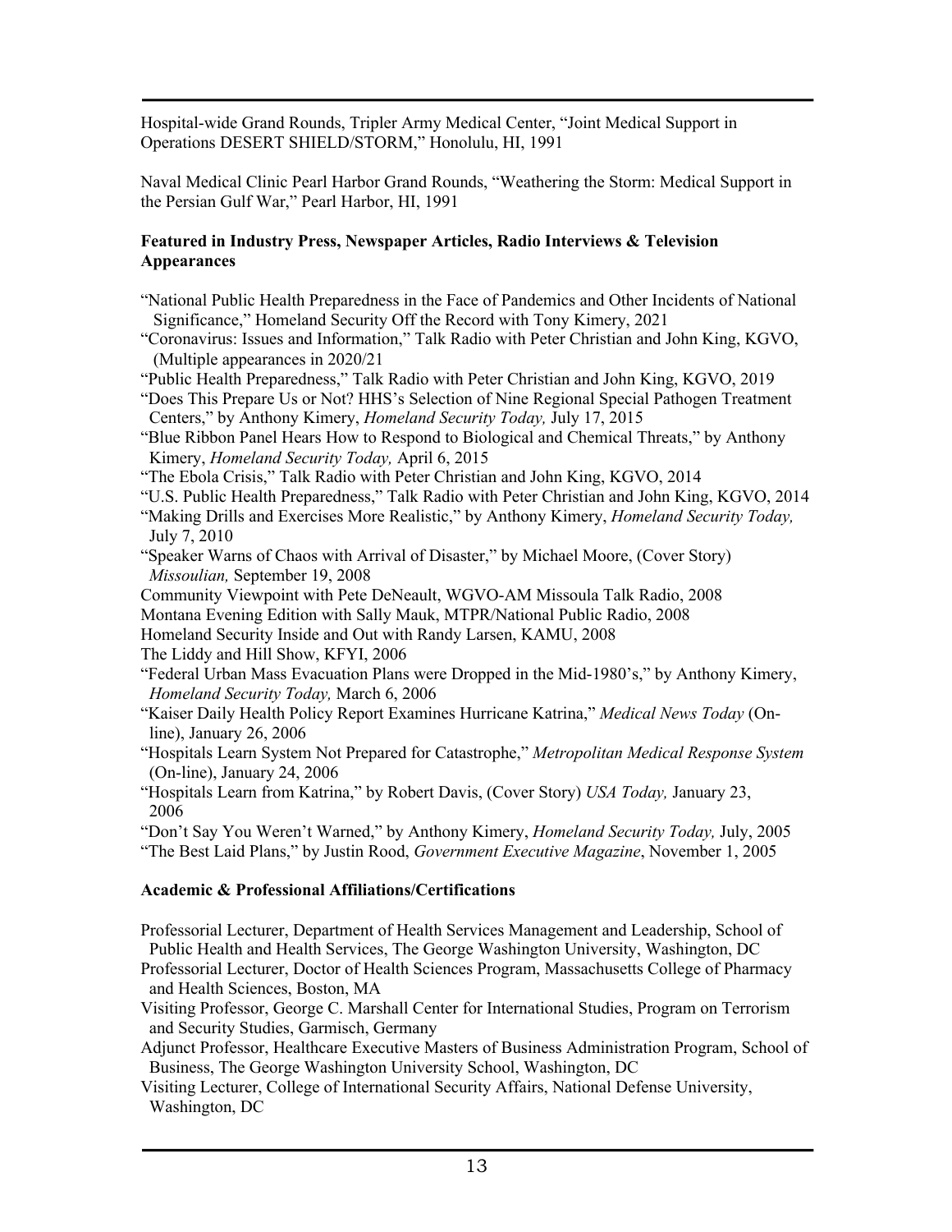Hospital-wide Grand Rounds, Tripler Army Medical Center, "Joint Medical Support in Operations DESERT SHIELD/STORM," Honolulu, HI, 1991

Naval Medical Clinic Pearl Harbor Grand Rounds, "Weathering the Storm: Medical Support in the Persian Gulf War," Pearl Harbor, HI, 1991

**Featured in Industry Press, Newspaper Articles, Radio Interviews & Television Appearances**

"National Public Health Preparedness in the Face of Pandemics and Other Incidents of National Significance," Homeland Security Off the Record with Tony Kimery, 2021
"Coronavirus: Issues and Information," Talk Radio with Peter Christian and John King, KGVO, (Multiple appearances in 2020/21
"Public Health Preparedness," Talk Radio with Peter Christian and John King, KGVO, 2019
"Does This Prepare Us or Not? HHS's Selection of Nine Regional Special Pathogen Treatment Centers," by Anthony Kimery, *Homeland Security Today,* July 17, 2015
"Blue Ribbon Panel Hears How to Respond to Biological and Chemical Threats," by Anthony Kimery, *Homeland Security Today,* April 6, 2015
"The Ebola Crisis," Talk Radio with Peter Christian and John King, KGVO, 2014
"U.S. Public Health Preparedness," Talk Radio with Peter Christian and John King, KGVO, 2014
"Making Drills and Exercises More Realistic," by Anthony Kimery, *Homeland Security Today,* July 7, 2010
"Speaker Warns of Chaos with Arrival of Disaster," by Michael Moore, (Cover Story) *Missoulian,* September 19, 2008
Community Viewpoint with Pete DeNeault, WGVO-AM Missoula Talk Radio, 2008
Montana Evening Edition with Sally Mauk, MTPR/National Public Radio, 2008
Homeland Security Inside and Out with Randy Larsen, KAMU, 2008
The Liddy and Hill Show, KFYI, 2006
"Federal Urban Mass Evacuation Plans were Dropped in the Mid-1980's," by Anthony Kimery, *Homeland Security Today,* March 6, 2006
"Kaiser Daily Health Policy Report Examines Hurricane Katrina," *Medical News Today* (On-line), January 26, 2006
"Hospitals Learn System Not Prepared for Catastrophe," *Metropolitan Medical Response System* (On-line), January 24, 2006
"Hospitals Learn from Katrina," by Robert Davis, (Cover Story) *USA Today,* January 23, 2006
"Don't Say You Weren't Warned," by Anthony Kimery, *Homeland Security Today,* July, 2005
"The Best Laid Plans," by Justin Rood, *Government Executive Magazine*, November 1, 2005

**Academic & Professional Affiliations/Certifications**

Professorial Lecturer, Department of Health Services Management and Leadership, School of Public Health and Health Services, The George Washington University, Washington, DC
Professorial Lecturer, Doctor of Health Sciences Program, Massachusetts College of Pharmacy and Health Sciences, Boston, MA
Visiting Professor, George C. Marshall Center for International Studies, Program on Terrorism and Security Studies, Garmisch, Germany
Adjunct Professor, Healthcare Executive Masters of Business Administration Program, School of Business, The George Washington University School, Washington, DC
Visiting Lecturer, College of International Security Affairs, National Defense University, Washington, DC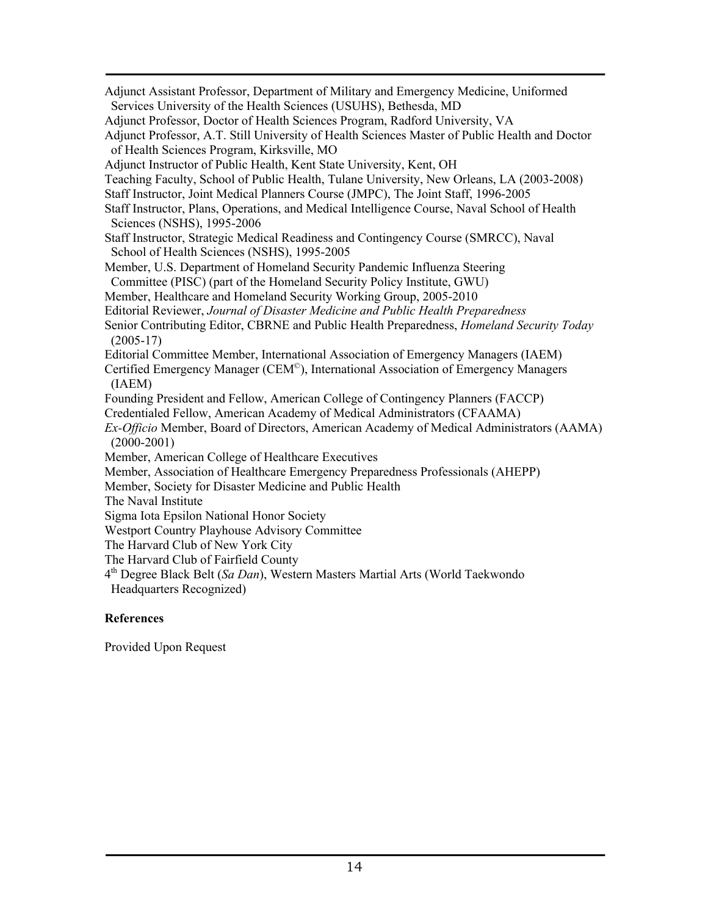Adjunct Assistant Professor, Department of Military and Emergency Medicine, Uniformed Services University of the Health Sciences (USUHS), Bethesda, MD

Adjunct Professor, Doctor of Health Sciences Program, Radford University, VA

Adjunct Professor, A.T. Still University of Health Sciences Master of Public Health and Doctor of Health Sciences Program, Kirksville, MO

Adjunct Instructor of Public Health, Kent State University, Kent, OH

Teaching Faculty, School of Public Health, Tulane University, New Orleans, LA (2003-2008)

Staff Instructor, Joint Medical Planners Course (JMPC), The Joint Staff, 1996-2005

Staff Instructor, Plans, Operations, and Medical Intelligence Course, Naval School of Health Sciences (NSHS), 1995-2006

Staff Instructor, Strategic Medical Readiness and Contingency Course (SMRCC), Naval School of Health Sciences (NSHS), 1995-2005

Member, U.S. Department of Homeland Security Pandemic Influenza Steering Committee (PISC) (part of the Homeland Security Policy Institute, GWU)

Member, Healthcare and Homeland Security Working Group, 2005-2010

Editorial Reviewer, *Journal of Disaster Medicine and Public Health Preparedness*

Senior Contributing Editor, CBRNE and Public Health Preparedness, *Homeland Security Today* (2005-17)

Editorial Committee Member, International Association of Emergency Managers (IAEM)

Certified Emergency Manager (CEM©), International Association of Emergency Managers (IAEM)

Founding President and Fellow, American College of Contingency Planners (FACCP)

Credentialed Fellow, American Academy of Medical Administrators (CFAAMA)

*Ex-Officio* Member, Board of Directors, American Academy of Medical Administrators (AAMA) (2000-2001)

Member, American College of Healthcare Executives

Member, Association of Healthcare Emergency Preparedness Professionals (AHEPP)

Member, Society for Disaster Medicine and Public Health

The Naval Institute

Sigma Iota Epsilon National Honor Society

Westport Country Playhouse Advisory Committee

The Harvard Club of New York City

The Harvard Club of Fairfield County

4th Degree Black Belt (*Sa Dan*), Western Masters Martial Arts (World Taekwondo Headquarters Recognized)

**References**

Provided Upon Request